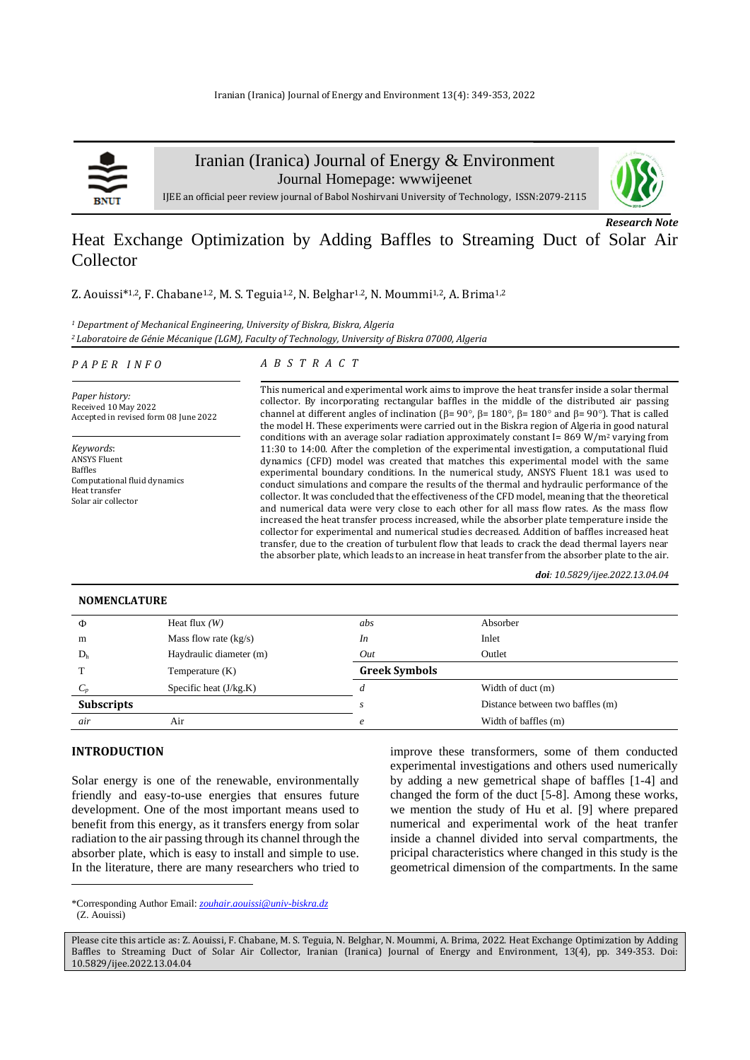Research Note

# Heat Exchange Optimization by Adding Baffles to Streaming Duct of Solar Air Collector

Z. Aouissi*[1,2], F. Chabane[1,2], M. S. Teguia[1,2], N. Belghar[1,2], N. Moummi[1,2], A. Brima[1,2]

*[1] Department of Mechanical Engineering, University of Biskra, Biskra, Algeria*
*[2] Laboratoire de Génie Mécanique (LGM), Faculty of Technology, University of Biskra 07000, Algeria*

### PAPER INFO

*Paper history:*
Received 10 May 2022
Accepted in revised form 08 June 2022

*Keywords*:
ANSYS Fluent
Baffles
Computational fluid dynamics
Heat transfer
Solar air collector

### ABSTRACT

This numerical and experimental work aims to improve the heat transfer inside a solar thermal collector. By incorporating rectangular baffles in the middle of the distributed air passing channel at different angles of inclination (β= 90°, β= 180°, β= 180° and β= 90°). That is called the model H. These experiments were carried out in the Biskra region of Algeria in good natural conditions with an average solar radiation approximately constant I= 869 W/m² varying from 11:30 to 14:00. After the completion of the experimental investigation, a computational fluid dynamics (CFD) model was created that matches this experimental model with the same experimental boundary conditions. In the numerical study, ANSYS Fluent 18.1 was used to conduct simulations and compare the results of the thermal and hydraulic performance of the collector. It was concluded that the effectiveness of the CFD model, meaning that the theoretical and numerical data were very close to each other for all mass flow rates. As the mass flow increased the heat transfer process increased, while the absorber plate temperature inside the collector for experimental and numerical studies decreased. Addition of baffles increased heat transfer, due to the creation of turbulent flow that leads to crack the dead thermal layers near the absorber plate, which leads to an increase in heat transfer from the absorber plate to the air.

***doi**: 10.5829/ijee.2022.13.04.04*

## NOMENCLATURE

| | | | |
|---|---|---|---|
| Φ | Heat flux *(W)* | *abs* | Absorber |
| m | Mass flow rate (kg/s) | *In* | Inlet |
| $D_h$ | Haydraulic diameter (m) | *Out* | Outlet |
| T | Temperature (K) | **Greek Symbols** | |
| $C_p$ | Specific heat (J/kg.K) | *d* | Width of duct (m) |
| **Subscripts** | | *s* | Distance between two baffles (m) |
| *air* | Air | *e* | Width of baffles (m) |

## INTRODUCTION

Solar energy is one of the renewable, environmentally friendly and easy-to-use energies that ensures future development. One of the most important means used to benefit from this energy, as it transfers energy from solar radiation to the air passing through its channel through the absorber plate, which is easy to install and simple to use. In the literature, there are many researchers who tried to improve these transformers, some of them conducted experimental investigations and others used numerically by adding a new gemetrical shape of baffles [1-4] and changed the form of the duct [5-8]. Among these works, we mention the study of Hu et al. [9] where prepared numerical and experimental work of the heat tranfer inside a channel divided into serval compartments, the pricipal characteristics where changed in this study is the geometrical dimension of the compartments. In the same

*Corresponding Author Email: zouhair.aouissi@univ-biskra.dz (Z. Aouissi)

Please cite this article as: Z. Aouissi, F. Chabane, M. S. Teguia, N. Belghar, N. Moummi, A. Brima, 2022. Heat Exchange Optimization by Adding Baffles to Streaming Duct of Solar Air Collector, Iranian (Iranica) Journal of Energy and Environment, 13(4), pp. 349-353. Doi: 10.5829/ijee.2022.13.04.04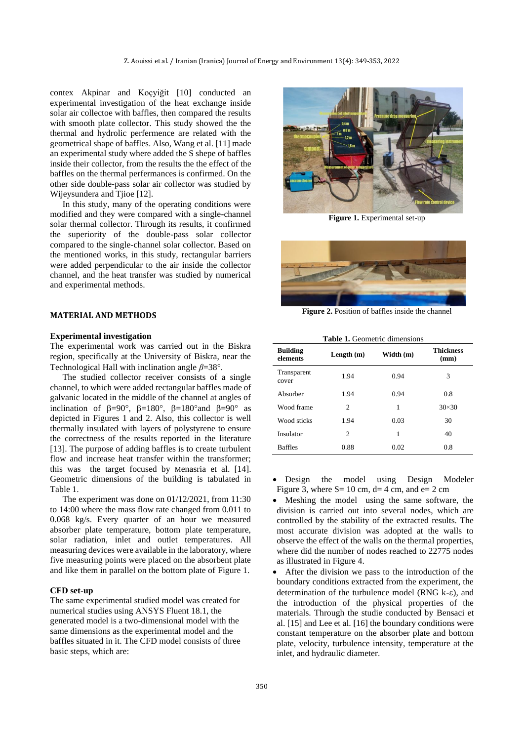contex Akpinar and Koçyiğit [10] conducted an experimental investigation of the heat exchange inside solar air collectoe with baffles, then compared the results with smooth plate collector. This study showed the the thermal and hydrolic perfermence are related with the geometrical shape of baffles. Also, Wang et al. [11] made an experimental study where added the S shepe of baffles inside their collector, from the results the the effect of the baffles on the thermal perfermances is confirmed. On the other side double-pass solar air collector was studied by Wijeysundera and Tjioe [12].

In this study, many of the operating conditions were modified and they were compared with a single-channel solar thermal collector. Through its results, it confirmed the superiority of the double-pass solar collector compared to the single-channel solar collector. Based on the mentioned works, in this study, rectangular barriers were added perpendicular to the air inside the collector channel, and the heat transfer was studied by numerical and experimental methods.

## MATERIAL AND METHODS

### Experimental investigation

The experimental work was carried out in the Biskra region, specifically at the University of Biskra, near the Technological Hall with inclination angle $\beta$=38°.

The studied collector receiver consists of a single channel, to which were added rectangular baffles made of galvanic located in the middle of the channel at angles of inclination of $\beta$=90°, $\beta$=180°, $\beta$=180°and $\beta$=90° as depicted in Figures 1 and 2. Also, this collector is well thermally insulated with layers of polystyrene to ensure the correctness of the results reported in the literature [13]. The purpose of adding baffles is to create turbulent flow and increase heat transfer within the transformer; this was the target focused by Menasria et al. [14]. Geometric dimensions of the building is tabulated in Table 1.

The experiment was done on 01/12/2021, from 11:30 to 14:00 where the mass flow rate changed from 0.011 to 0.068 kg/s. Every quarter of an hour we measured absorber plate temperature, bottom plate temperature, solar radiation, inlet and outlet temperatures. All measuring devices were available in the laboratory, where five measuring points were placed on the absorbent plate and like them in parallel on the bottom plate of Figure 1.

**Figure 1.** Experimental set-up

**Figure 2.** Position of baffles inside the channel

**Table 1.** Geometric dimensions

| Building elements | Length (m) | Width (m) | Thickness (mm) |
|---|---|---|---|
| Transparent cover | 1.94 | 0.94 | 3 |
| Absorber | 1.94 | 0.94 | 0.8 |
| Wood frame | 2 | 1 | 30×30 |
| Wood sticks | 1.94 | 0.03 | 30 |
| Insulator | 2 | 1 | 40 |
| Baffles | 0.88 | 0.02 | 0.8 |

### CFD set-up

The same experimental studied model was created for numerical studies using ANSYS Fluent 18.1, the generated model is a two-dimensional model with the same dimensions as the experimental model and the baffles situated in it. The CFD model consists of three basic steps, which are:

- Design the model using Design Modeler Figure 3, where S= 10 cm, d= 4 cm, and e= 2 cm
- Meshing the model using the same software, the division is carried out into several nodes, which are controlled by the stability of the extracted results. The most accurate division was adopted at the walls to observe the effect of the walls on the thermal properties, where did the number of nodes reached to 22775 nodes as illustrated in Figure 4.
- After the division we pass to the introduction of the boundary conditions extracted from the experiment, the determination of the turbulence model (RNG k-ε), and the introduction of the physical properties of the materials. Through the studie conducted by Bensaci et al. [15] and Lee et al. [16] the boundary conditions were constant temperature on the absorber plate and bottom plate, velocity, turbulence intensity, temperature at the inlet, and hydraulic diameter.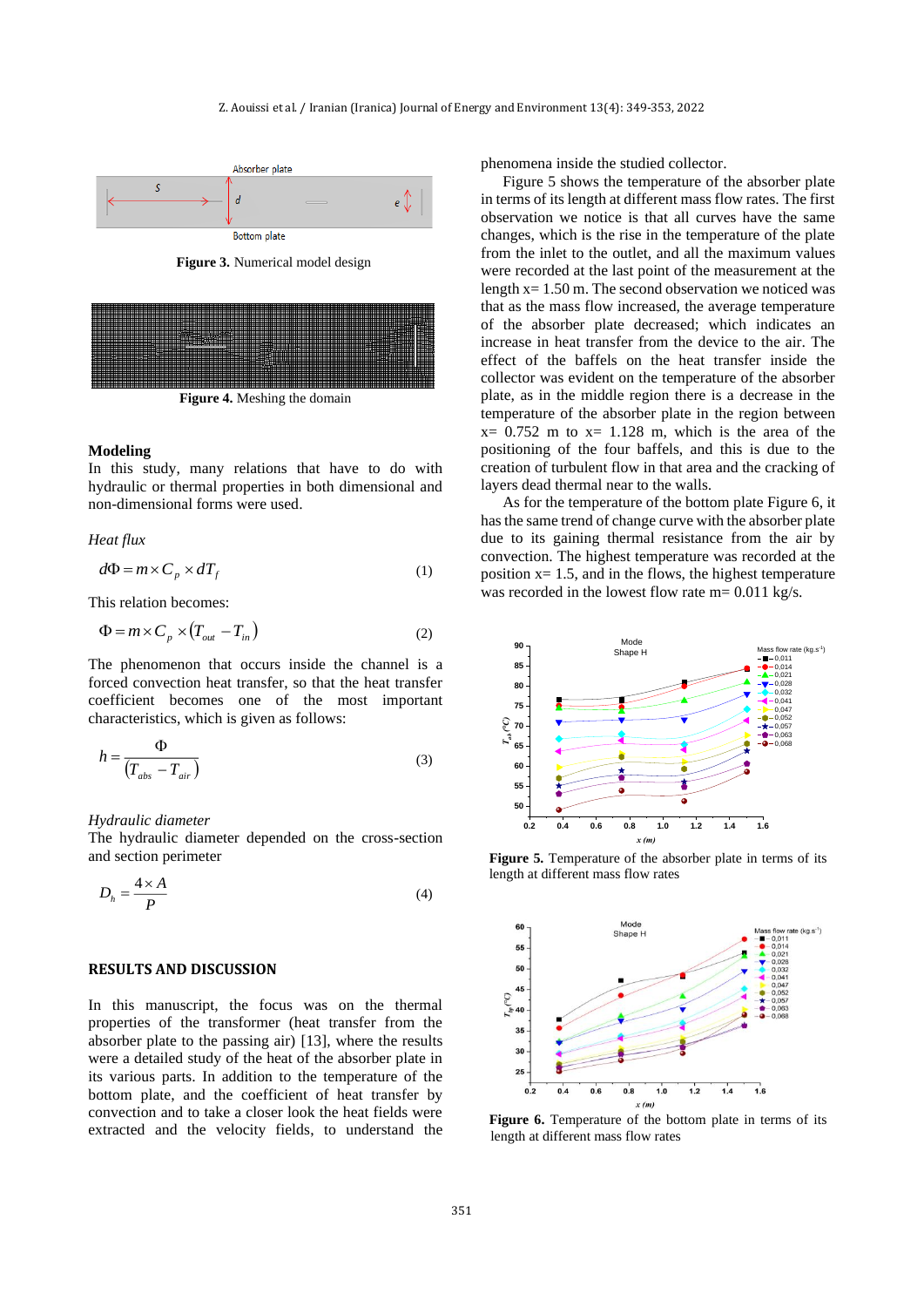Figure 3. Numerical model design

Figure 4. Meshing the domain

## Modeling

In this study, many relations that have to do with hydraulic or thermal properties in both dimensional and non-dimensional forms were used.

*Heat flux*

$$d\Phi = m \times C_p \times dT_f \tag{1}$$

This relation becomes:

$$\Phi = m \times C_p \times (T_{out} - T_{in}) \tag{2}$$

The phenomenon that occurs inside the channel is a forced convection heat transfer, so that the heat transfer coefficient becomes one of the most important characteristics, which is given as follows:

$$h = \frac{\Phi}{(T_{abs} - T_{air})} \tag{3}$$

*Hydraulic diameter*

The hydraulic diameter depended on the cross-section and section perimeter

$$D_h = \frac{4 \times A}{P} \tag{4}$$

## RESULTS AND DISCUSSION

In this manuscript, the focus was on the thermal properties of the transformer (heat transfer from the absorber plate to the passing air) [13], where the results were a detailed study of the heat of the absorber plate in its various parts. In addition to the temperature of the bottom plate, and the coefficient of heat transfer by convection and to take a closer look the heat fields were extracted and the velocity fields, to understand the phenomena inside the studied collector.

Figure 5 shows the temperature of the absorber plate in terms of its length at different mass flow rates. The first observation we notice is that all curves have the same changes, which is the rise in the temperature of the plate from the inlet to the outlet, and all the maximum values were recorded at the last point of the measurement at the length x= 1.50 m. The second observation we noticed was that as the mass flow increased, the average temperature of the absorber plate decreased; which indicates an increase in heat transfer from the device to the air. The effect of the baffles on the heat transfer inside the collector was evident on the temperature of the absorber plate, as in the middle region there is a decrease in the temperature of the absorber plate in the region between x= 0.752 m to x= 1.128 m, which is the area of the positioning of the four baffles, and this is due to the creation of turbulent flow in that area and the cracking of layers dead thermal near to the walls.

As for the temperature of the bottom plate Figure 6, it has the same trend of change curve with the absorber plate due to its gaining thermal resistance from the air by convection. The highest temperature was recorded at the position x= 1.5, and in the flows, the highest temperature was recorded in the lowest flow rate m= 0.011 kg/s.

**Figure 5.** Temperature of the absorber plate in terms of its length at different mass flow rates

**Figure 6.** Temperature of the bottom plate in terms of its length at different mass flow rates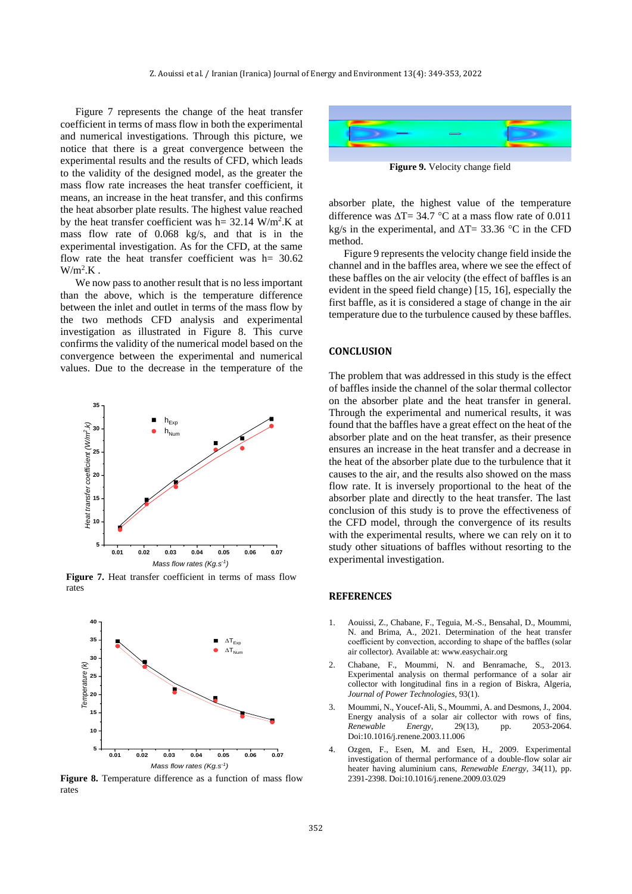Figure 7 represents the change of the heat transfer coefficient in terms of mass flow in both the experimental and numerical investigations. Through this picture, we notice that there is a great convergence between the experimental results and the results of CFD, which leads to the validity of the designed model, as the greater the mass flow rate increases the heat transfer coefficient, it means, an increase in the heat transfer, and this confirms the heat absorber plate results. The highest value reached by the heat transfer coefficient was h= 32.14 W/m$^2$.K at mass flow rate of 0.068 kg/s, and that is in the experimental investigation. As for the CFD, at the same flow rate the heat transfer coefficient was h= 30.62 W/m$^2$.K .

We now pass to another result that is no less important than the above, which is the temperature difference between the inlet and outlet in terms of the mass flow by the two methods CFD analysis and experimental investigation as illustrated in Figure 8. This curve confirms the validity of the numerical model based on the convergence between the experimental and numerical values. Due to the decrease in the temperature of the absorber plate, the highest value of the temperature difference was ΔT= 34.7 °C at a mass flow rate of 0.011 kg/s in the experimental, and ΔT= 33.36 °C in the CFD method.

**Figure 7.** Heat transfer coefficient in terms of mass flow rates

**Figure 8.** Temperature difference as a function of mass flow rates

**Figure 9.** Velocity change field

Figure 9 represents the velocity change field inside the channel and in the baffles area, where we see the effect of these baffles on the air velocity (the effect of baffles is an evident in the speed field change) [15, 16], especially the first baffle, as it is considered a stage of change in the air temperature due to the turbulence caused by these baffles.

## CONCLUSION

The problem that was addressed in this study is the effect of baffles inside the channel of the solar thermal collector on the absorber plate and the heat transfer in general. Through the experimental and numerical results, it was found that the baffles have a great effect on the heat of the absorber plate and on the heat transfer, as their presence ensures an increase in the heat transfer and a decrease in the heat of the absorber plate due to the turbulence that it causes to the air, and the results also showed on the mass flow rate. It is inversely proportional to the heat of the absorber plate and directly to the heat transfer. The last conclusion of this study is to prove the effectiveness of the CFD model, through the convergence of its results with the experimental results, where we can rely on it to study other situations of baffles without resorting to the experimental investigation.

## REFERENCES

1. Aouissi, Z., Chabane, F., Teguia, M.-S., Bensahal, D., Moummi, N. and Brima, A., 2021. Determination of the heat transfer coefficient by convection, according to shape of the baffles (solar air collector). Available at: www.easychair.org
2. Chabane, F., Moummi, N. and Benramache, S., 2013. Experimental analysis on thermal performance of a solar air collector with longitudinal fins in a region of Biskra, Algeria, *Journal of Power Technologies*, 93(1).
3. Moummi, N., Youcef-Ali, S., Moummi, A. and Desmons, J., 2004. Energy analysis of a solar air collector with rows of fins, *Renewable Energy*, 29(13), pp. 2053-2064. Doi:10.1016/j.renene.2003.11.006
4. Ozgen, F., Esen, M. and Esen, H., 2009. Experimental investigation of thermal performance of a double-flow solar air heater having aluminium cans, *Renewable Energy*, 34(11), pp. 2391-2398. Doi:10.1016/j.renene.2009.03.029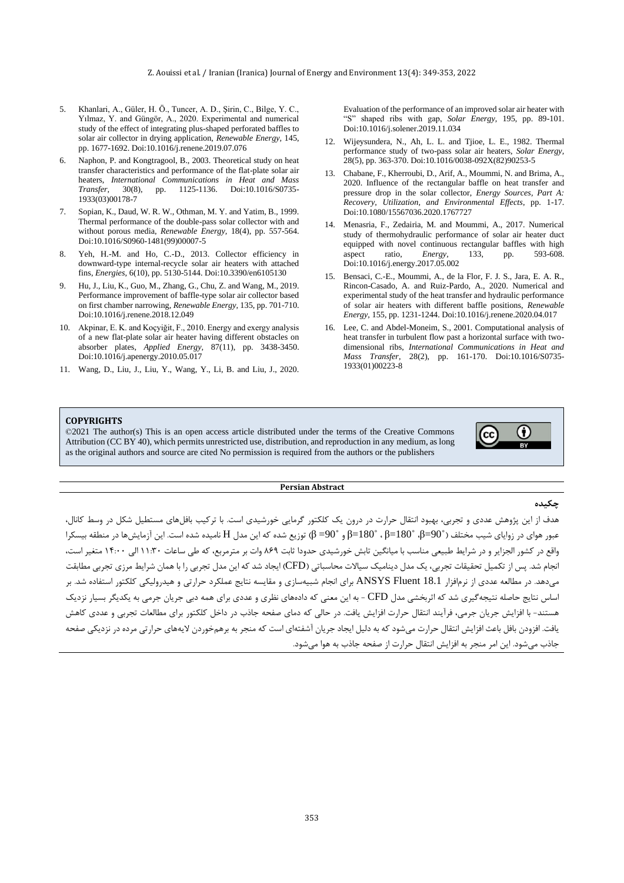5. Khanlari, A., Güler, H. Ö., Tuncer, A. D., Şirin, C., Bilge, Y. C., Yılmaz, Y. and Güngör, A., 2020. Experimental and numerical study of the effect of integrating plus-shaped perforated baffles to solar air collector in drying application, *Renewable Energy*, 145, pp. 1677-1692. Doi:10.1016/j.renene.2019.07.076
6. Naphon, P. and Kongtragool, B., 2003. Theoretical study on heat transfer characteristics and performance of the flat-plate solar air heaters, *International Communications in Heat and Mass Transfer*, 30(8), pp. 1125-1136. Doi:10.1016/S0735-1933(03)00178-7
7. Sopian, K., Daud, W. R. W., Othman, M. Y. and Yatim, B., 1999. Thermal performance of the double-pass solar collector with and without porous media, *Renewable Energy*, 18(4), pp. 557-564. Doi:10.1016/S0960-1481(99)00007-5
8. Yeh, H.-M. and Ho, C.-D., 2013. Collector efficiency in downward-type internal-recycle solar air heaters with attached fins, *Energies*, 6(10), pp. 5130-5144. Doi:10.3390/en6105130
9. Hu, J., Liu, K., Guo, M., Zhang, G., Chu, Z. and Wang, M., 2019. Performance improvement of baffle-type solar air collector based on first chamber narrowing, *Renewable Energy*, 135, pp. 701-710. Doi:10.1016/j.renene.2018.12.049
10. Akpinar, E. K. and Koçyiğit, F., 2010. Energy and exergy analysis of a new flat-plate solar air heater having different obstacles on absorber plates, *Applied Energy*, 87(11), pp. 3438-3450. Doi:10.1016/j.apenergy.2010.05.017
11. Wang, D., Liu, J., Liu, Y., Wang, Y., Li, B. and Liu, J., 2020. Evaluation of the performance of an improved solar air heater with "S" shaped ribs with gap, *Solar Energy*, 195, pp. 89-101. Doi:10.1016/j.solener.2019.11.034
12. Wijeysundera, N., Ah, L. L. and Tjioe, L. E., 1982. Thermal performance study of two-pass solar air heaters, *Solar Energy*, 28(5), pp. 363-370. Doi:10.1016/0038-092X(82)90253-5
13. Chabane, F., Kherroubi, D., Arif, A., Moummi, N. and Brima, A., 2020. Influence of the rectangular baffle on heat transfer and pressure drop in the solar collector, *Energy Sources, Part A: Recovery, Utilization, and Environmental Effects*, pp. 1-17. Doi:10.1080/15567036.2020.1767727
14. Menasria, F., Zedairia, M. and Moummi, A., 2017. Numerical study of thermohydraulic performance of solar air heater duct equipped with novel continuous rectangular baffles with high aspect ratio, *Energy*, 133, pp. 593-608. Doi:10.1016/j.energy.2017.05.002
15. Bensaci, C.-E., Moummi, A., de la Flor, F. J. S., Jara, E. A. R., Rincon-Casado, A. and Ruiz-Pardo, A., 2020. Numerical and experimental study of the heat transfer and hydraulic performance of solar air heaters with different baffle positions, *Renewable Energy*, 155, pp. 1231-1244. Doi:10.1016/j.renene.2020.04.017
16. Lee, C. and Abdel-Moneim, S., 2001. Computational analysis of heat transfer in turbulent flow past a horizontal surface with two-dimensional ribs, *International Communications in Heat and Mass Transfer*, 28(2), pp. 161-170. Doi:10.1016/S0735-1933(01)00223-8

**COPYRIGHTS**

©2021 The author(s) This is an open access article distributed under the terms of the Creative Commons Attribution (CC BY 40), which permits unrestricted use, distribution, and reproduction in any medium, as long as the original authors and source are cited No permission is required from the authors or the publishers

**Persian Abstract**

**چکیده**

هدف از این پژوهش عددی و تجربی، بهبود انتقال حرارت در درون یک کلکتور گرمایی خورشیدی است. با ترکیب بافل‌های مستطیل شکل در وسط کانال، عبور هوای در زوایای شیب مختلف ($\beta=90^\circ$، $\beta=180^\circ$، $\beta=180^\circ$ و $\beta=90^\circ$) توزیع شده که این مدل H نامیده شده است. این آزمایش‌ها در منطقه بیسکرا واقع در کشور الجزایر و در شرایط طبیعی مناسب با میانگین تابش خورشیدی حدودا ثابت ۸۶۹ وات بر مترمربع، که طی ساعات ۱۱:۳۰ الی ۱۴:۰۰ متغیر است، انجام شد. پس از تکمیل تحقیقات تجربی، یک مدل دینامیک سیالات محاسباتی (CFD) ایجاد شد که این مدل تجربی را با همان شرایط مرزی تجربی مطابقت می‌دهد. در مطالعه عددی از نرم‌افزار ANSYS Fluent 18.1 برای انجام شبیه‌سازی و مقایسه نتایج عملکرد حرارتی و هیدرولیکی کلکتور استفاده شد. بر اساس نتایج حاصله نتیجه‌گیری شد که اثربخشی مدل CFD - به این معنی که داده‌های نظری و عددی برای همه دبی جریان جرمی به یکدیگر بسیار نزدیک هستند- با افزایش جریان جرمی، فرآیند انتقال حرارت افزایش یافت. در حالی که دمای صفحه جاذب در داخل کلکتور برای مطالعات تجربی و عددی کاهش یافت. افزودن بافل باعث افزایش انتقال حرارت می‌شود که به دلیل ایجاد جریان آشفته‌ای است که منجر به برهم‌خوردن لایه‌های حرارتی مرده در نزدیکی صفحه جاذب می‌شود. این امر منجر به افزایش انتقال حرارت از صفحه جاذب به هوا می‌شود.